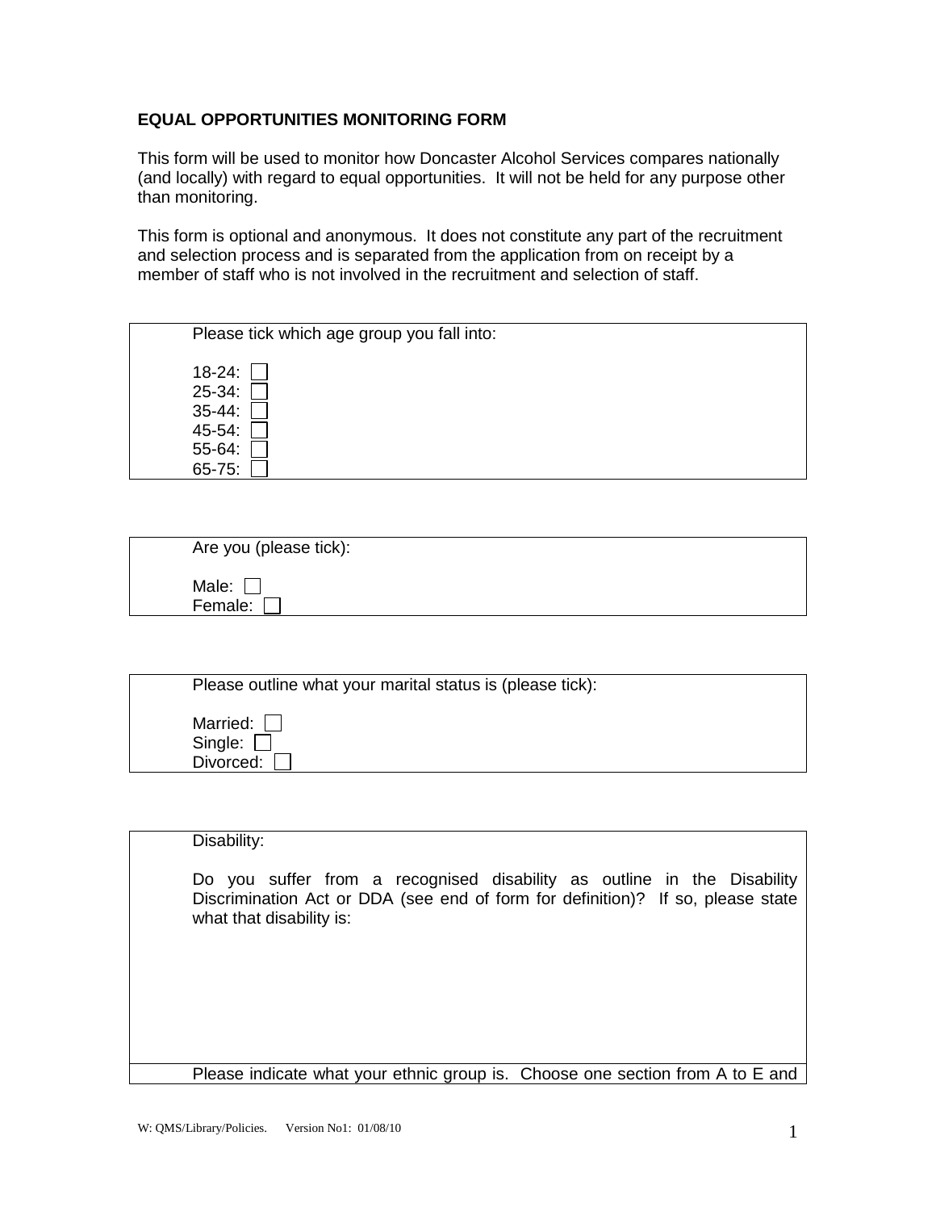**EQUAL OPPORTUNITIES MONITORING FORM**

This form will be used to monitor how Doncaster Alcohol Services compares nationally (and locally) with regard to equal opportunities. It will not be held for any purpose other than monitoring.

This form is optional and anonymous. It does not constitute any part of the recruitment and selection process and is separated from the application from on receipt by a member of staff who is not involved in the recruitment and selection of staff.

Please tick which age group you fall into:

18-24: ☐
25-34: ☐
35-44: ☐
45-54: ☐
55-64: ☐
65-75: ☐

Are you (please tick):

Male: ☐
Female: ☐

Please outline what your marital status is (please tick):

Married: ☐
Single: ☐
Divorced: ☐

Disability:

Do you suffer from a recognised disability as outline in the Disability Discrimination Act or DDA (see end of form for definition)? If so, please state what that disability is:

Please indicate what your ethnic group is. Choose one section from A to E and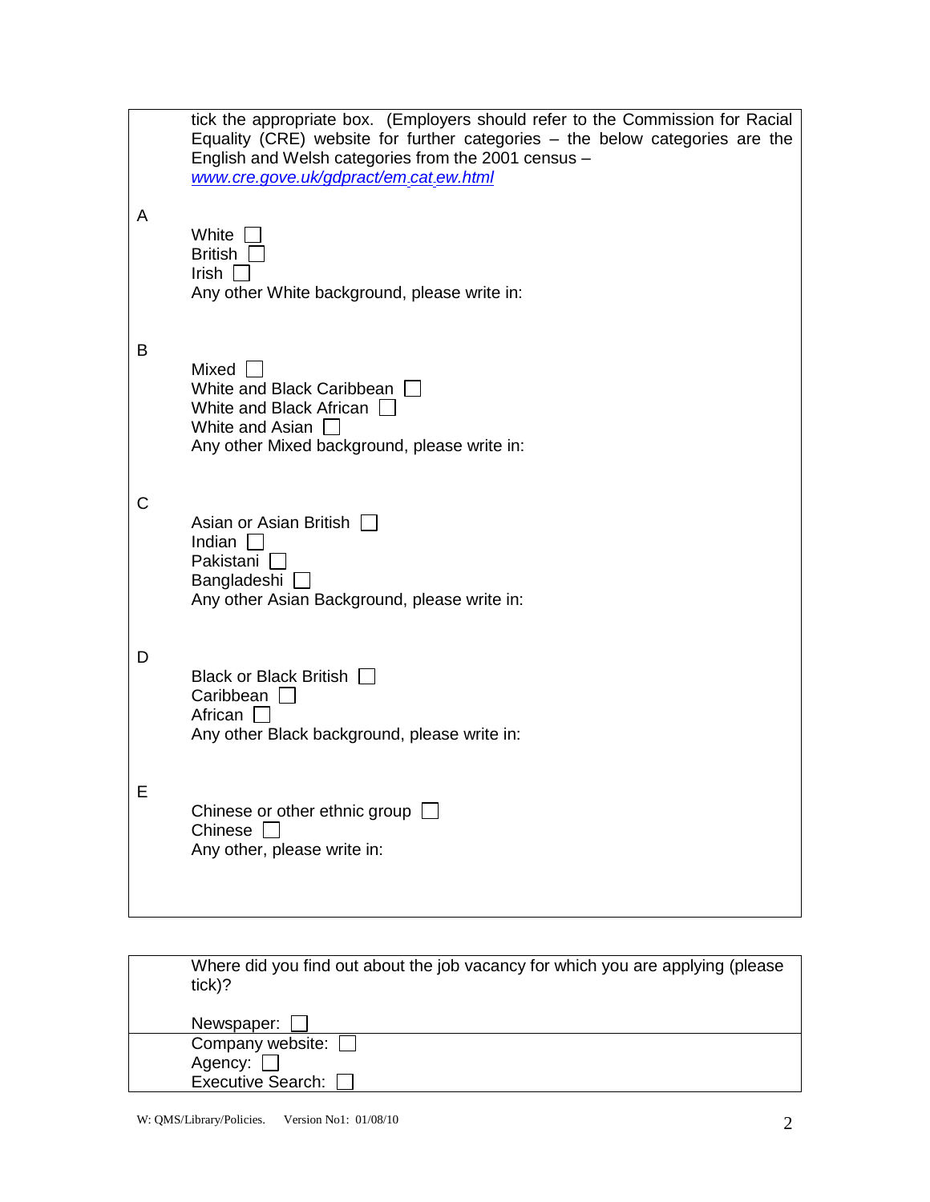tick the appropriate box. (Employers should refer to the Commission for Racial Equality (CRE) website for further categories – the below categories are the English and Welsh categories from the 2001 census – [www.cre.gove.uk/gdpract/em cat ew.html](www.cre.gove.uk/gdpract/em_cat_ew.html)

**A**

White ☐
British ☐
Irish ☐
Any other White background, please write in:

**B**

Mixed ☐
White and Black Caribbean ☐
White and Black African ☐
White and Asian ☐
Any other Mixed background, please write in:

**C**

Asian or Asian British ☐
Indian ☐
Pakistani ☐
Bangladeshi ☐
Any other Asian Background, please write in:

**D**

Black or Black British ☐
Caribbean ☐
African ☐
Any other Black background, please write in:

**E**

Chinese or other ethnic group ☐
Chinese ☐
Any other, please write in:

---

Where did you find out about the job vacancy for which you are applying (please tick)?

Newspaper: ☐
Company website: ☐
Agency: ☐
Executive Search: ☐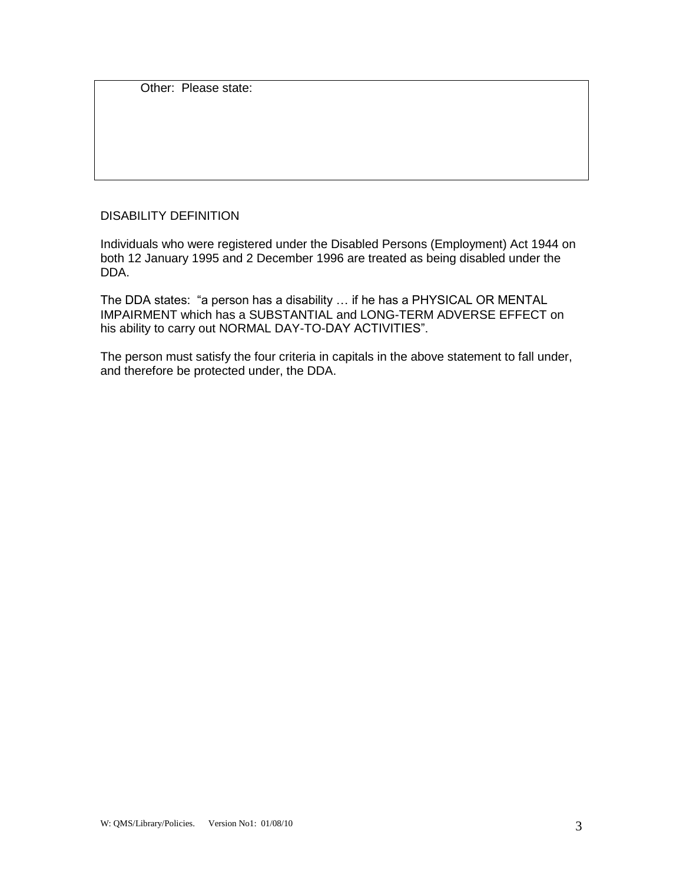Other: Please state:

DISABILITY DEFINITION

Individuals who were registered under the Disabled Persons (Employment) Act 1944 on both 12 January 1995 and 2 December 1996 are treated as being disabled under the DDA.

The DDA states: "a person has a disability … if he has a PHYSICAL OR MENTAL IMPAIRMENT which has a SUBSTANTIAL and LONG-TERM ADVERSE EFFECT on his ability to carry out NORMAL DAY-TO-DAY ACTIVITIES".

The person must satisfy the four criteria in capitals in the above statement to fall under, and therefore be protected under, the DDA.